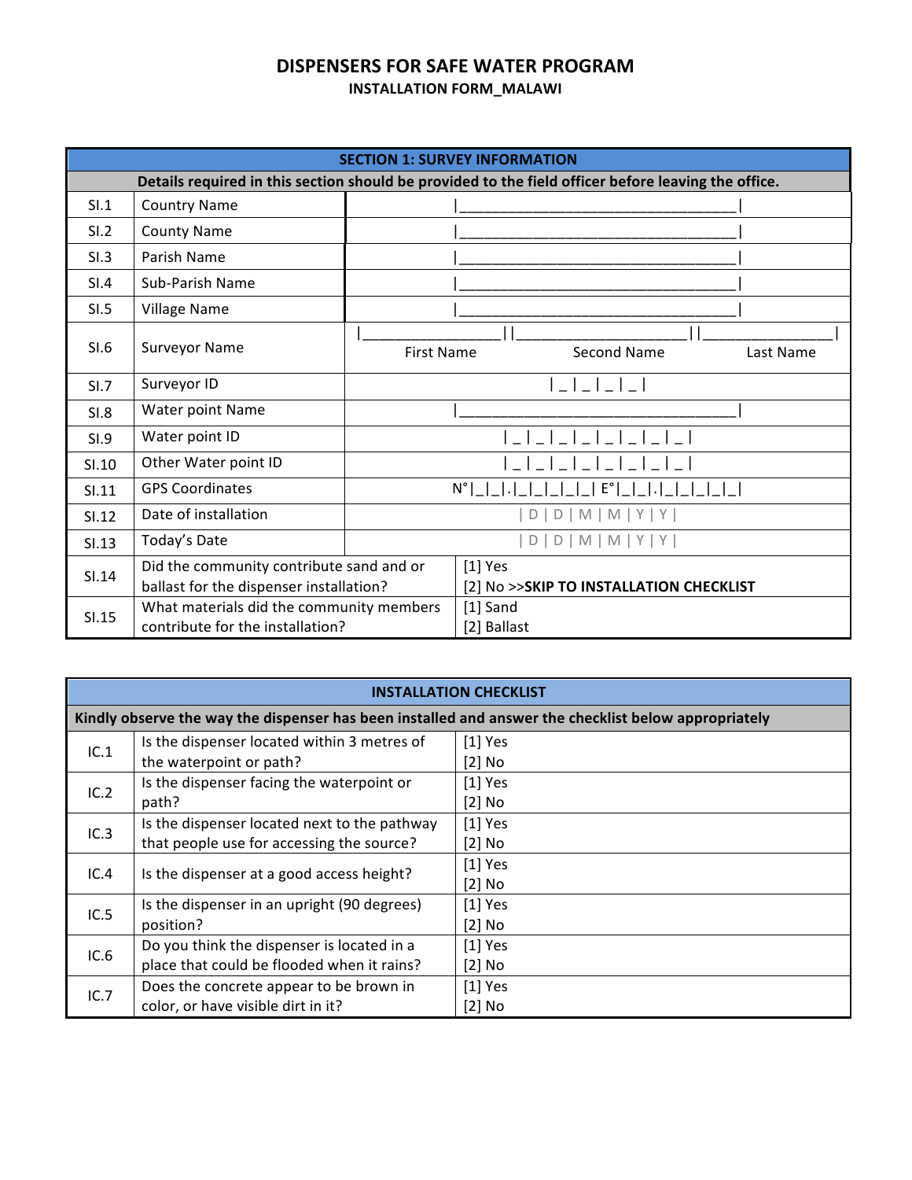# DISPENSERS FOR SAFE WATER PROGRAM

## INSTALLATION FORM_MALAWI

| SECTION 1: SURVEY INFORMATION | | |
|---|---|---|
| **Details required in this section should be provided to the field officer before leaving the office.** | | |
| SI.1 | Country Name | \|_________________________________\| |
| SI.2 | County Name | \|_________________________________\| |
| SI.3 | Parish Name | \|_________________________________\| |
| SI.4 | Sub-Parish Name | \|_________________________________\| |
| SI.5 | Village Name | \|_________________________________\| |
| SI.6 | Surveyor Name | \|________________\|\|____________________\|\|______________\| First Name Second Name Last Name |
| SI.7 | Surveyor ID | \| _ \| _ \| _ \| _ \| |
| SI.8 | Water point Name | \|_________________________________\| |
| SI.9 | Water point ID | \| _ \| _ \| _ \| _ \| _ \| _ \| _ \| _ \| |
| SI.10 | Other Water point ID | \| _ \| _ \| _ \| _ \| _ \| _ \| _ \| _ \| |
| SI.11 | GPS Coordinates | N°\|_\|_\|.\|_\|_\|_\|_\|_\| E°\|_\|_\|.\|_\|_\|_\|_\|_\| |
| SI.12 | Date of installation | \| D \| D \| M \| M \| Y \| Y \| |
| SI.13 | Today's Date | \| D \| D \| M \| M \| Y \| Y \| |
| SI.14 | Did the community contribute sand and or ballast for the dispenser installation? | [1] Yes<br>[2] No >>**SKIP TO INSTALLATION CHECKLIST** |
| SI.15 | What materials did the community members contribute for the installation? | [1] Sand<br>[2] Ballast |

| INSTALLATION CHECKLIST | | |
|---|---|---|
| **Kindly observe the way the dispenser has been installed and answer the checklist below appropriately** | | |
| IC.1 | Is the dispenser located within 3 metres of the waterpoint or path? | [1] Yes<br>[2] No |
| IC.2 | Is the dispenser facing the waterpoint or path? | [1] Yes<br>[2] No |
| IC.3 | Is the dispenser located next to the pathway that people use for accessing the source? | [1] Yes<br>[2] No |
| IC.4 | Is the dispenser at a good access height? | [1] Yes<br>[2] No |
| IC.5 | Is the dispenser in an upright (90 degrees) position? | [1] Yes<br>[2] No |
| IC.6 | Do you think the dispenser is located in a place that could be flooded when it rains? | [1] Yes<br>[2] No |
| IC.7 | Does the concrete appear to be brown in color, or have visible dirt in it? | [1] Yes<br>[2] No |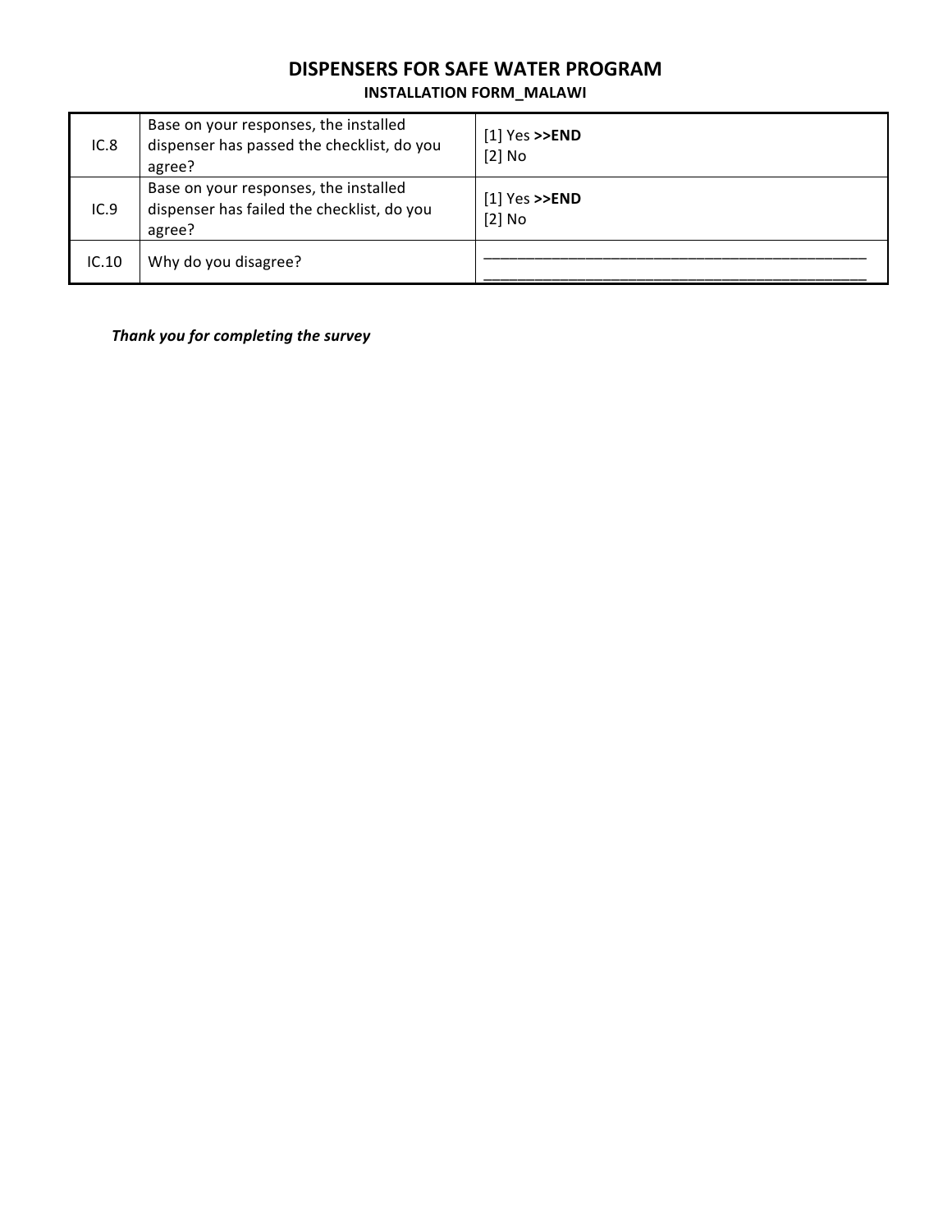# DISPENSERS FOR SAFE WATER PROGRAM

## INSTALLATION FORM_MALAWI

| | | |
|---|---|---|
| IC.8 | Base on your responses, the installed dispenser has passed the checklist, do you agree? | [1] Yes **>>END**<br>[2] No |
| IC.9 | Base on your responses, the installed dispenser has failed the checklist, do you agree? | [1] Yes **>>END**<br>[2] No |
| IC.10 | Why do you disagree? | ___________________________________________<br>___________________________________________ |

***Thank you for completing the survey***